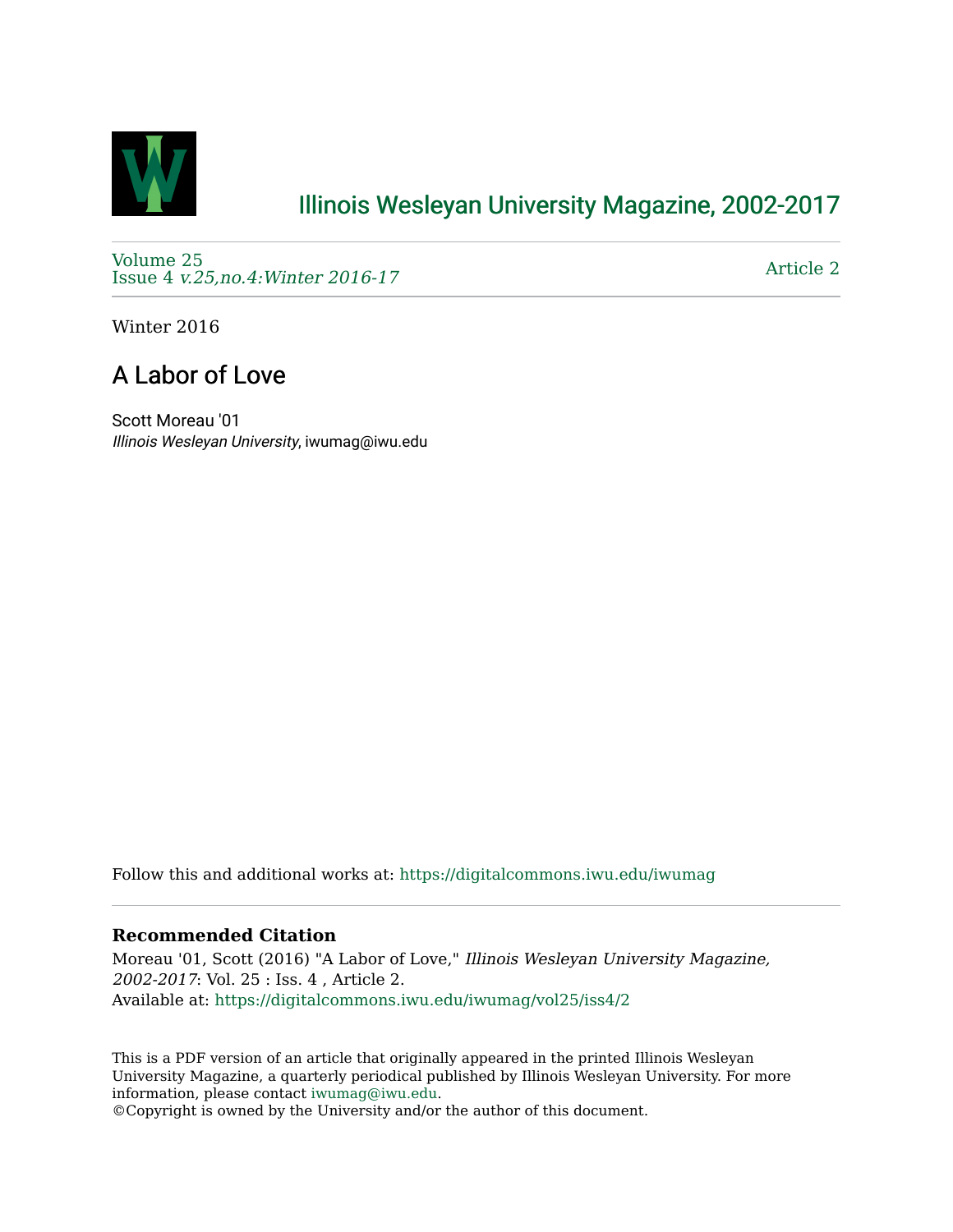# Illinois Wesleyan University Magazine, 2002-2017

Volume 25
Issue 4 *v.25,no.4:Winter 2016-17*

Article 2

Winter 2016

## A Labor of Love

Scott Moreau '01
*Illinois Wesleyan University*, iwumag@iwu.edu

Follow this and additional works at: https://digitalcommons.iwu.edu/iwumag

### Recommended Citation

Moreau '01, Scott (2016) "A Labor of Love," *Illinois Wesleyan University Magazine, 2002-2017*: Vol. 25 : Iss. 4 , Article 2.
Available at: https://digitalcommons.iwu.edu/iwumag/vol25/iss4/2

This is a PDF version of an article that originally appeared in the printed Illinois Wesleyan University Magazine, a quarterly periodical published by Illinois Wesleyan University. For more information, please contact iwumag@iwu.edu.
©Copyright is owned by the University and/or the author of this document.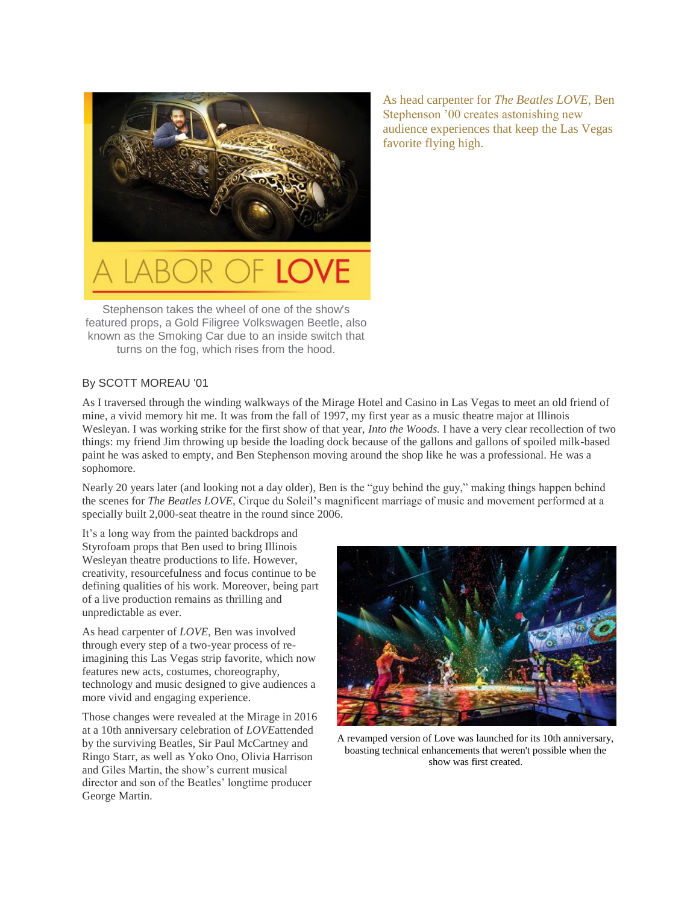# A LABOR OF LOVE

As head carpenter for *The Beatles LOVE*, Ben Stephenson '00 creates astonishing new audience experiences that keep the Las Vegas favorite flying high.

Stephenson takes the wheel of one of the show's featured props, a Gold Filigree Volkswagen Beetle, also known as the Smoking Car due to an inside switch that turns on the fog, which rises from the hood.

By SCOTT MOREAU '01

As I traversed through the winding walkways of the Mirage Hotel and Casino in Las Vegas to meet an old friend of mine, a vivid memory hit me. It was from the fall of 1997, my first year as a music theatre major at Illinois Wesleyan. I was working strike for the first show of that year, *Into the Woods.* I have a very clear recollection of two things: my friend Jim throwing up beside the loading dock because of the gallons and gallons of spoiled milk-based paint he was asked to empty, and Ben Stephenson moving around the shop like he was a professional. He was a sophomore.

Nearly 20 years later (and looking not a day older), Ben is the "guy behind the guy," making things happen behind the scenes for *The Beatles LOVE*, Cirque du Soleil's magnificent marriage of music and movement performed at a specially built 2,000-seat theatre in the round since 2006.

It's a long way from the painted backdrops and Styrofoam props that Ben used to bring Illinois Wesleyan theatre productions to life. However, creativity, resourcefulness and focus continue to be defining qualities of his work. Moreover, being part of a live production remains as thrilling and unpredictable as ever.

As head carpenter of *LOVE*, Ben was involved through every step of a two-year process of re-imagining this Las Vegas strip favorite, which now features new acts, costumes, choreography, technology and music designed to give audiences a more vivid and engaging experience.

Those changes were revealed at the Mirage in 2016 at a 10th anniversary celebration of *LOVE*attended by the surviving Beatles, Sir Paul McCartney and Ringo Starr, as well as Yoko Ono, Olivia Harrison and Giles Martin, the show's current musical director and son of the Beatles' longtime producer George Martin.

A revamped version of Love was launched for its 10th anniversary, boasting technical enhancements that weren't possible when the show was first created.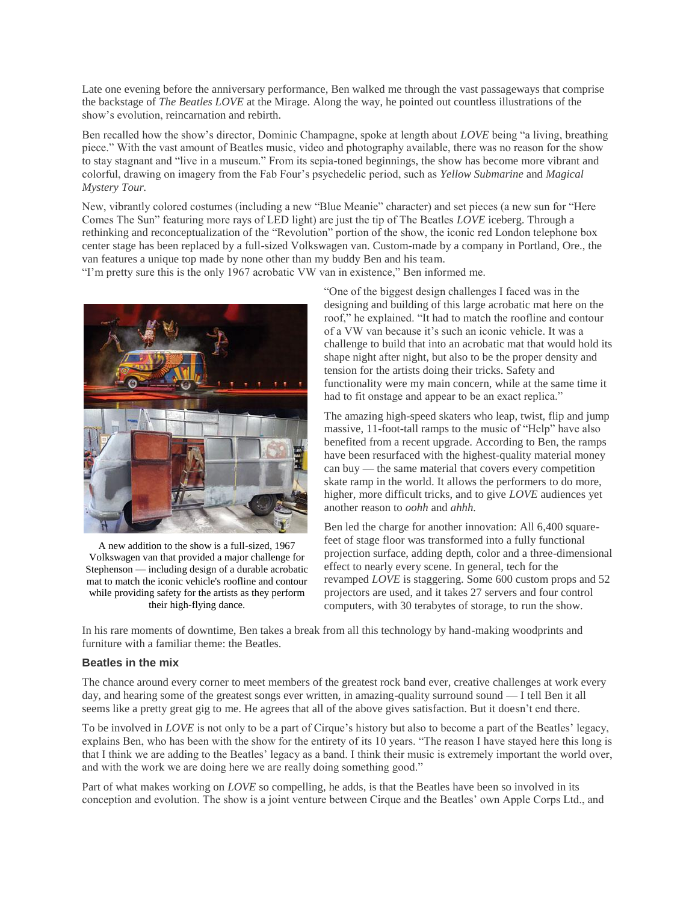Late one evening before the anniversary performance, Ben walked me through the vast passageways that comprise the backstage of *The Beatles LOVE* at the Mirage. Along the way, he pointed out countless illustrations of the show's evolution, reincarnation and rebirth.

Ben recalled how the show's director, Dominic Champagne, spoke at length about *LOVE* being "a living, breathing piece." With the vast amount of Beatles music, video and photography available, there was no reason for the show to stay stagnant and "live in a museum." From its sepia-toned beginnings, the show has become more vibrant and colorful, drawing on imagery from the Fab Four's psychedelic period, such as *Yellow Submarine* and *Magical Mystery Tour.*

New, vibrantly colored costumes (including a new "Blue Meanie" character) and set pieces (a new sun for "Here Comes The Sun" featuring more rays of LED light) are just the tip of The Beatles *LOVE* iceberg. Through a rethinking and reconceptualization of the "Revolution" portion of the show, the iconic red London telephone box center stage has been replaced by a full-sized Volkswagen van. Custom-made by a company in Portland, Ore., the van features a unique top made by none other than my buddy Ben and his team.
"I'm pretty sure this is the only 1967 acrobatic VW van in existence," Ben informed me.

"One of the biggest design challenges I faced was in the designing and building of this large acrobatic mat here on the roof," he explained. "It had to match the roofline and contour of a VW van because it's such an iconic vehicle. It was a challenge to build that into an acrobatic mat that would hold its shape night after night, but also to be the proper density and tension for the artists doing their tricks. Safety and functionality were my main concern, while at the same time it had to fit onstage and appear to be an exact replica."

A new addition to the show is a full-sized, 1967 Volkswagen van that provided a major challenge for Stephenson — including design of a durable acrobatic mat to match the iconic vehicle's roofline and contour while providing safety for the artists as they perform their high-flying dance.

The amazing high-speed skaters who leap, twist, flip and jump massive, 11-foot-tall ramps to the music of "Help" have also benefited from a recent upgrade. According to Ben, the ramps have been resurfaced with the highest-quality material money can buy — the same material that covers every competition skate ramp in the world. It allows the performers to do more, higher, more difficult tricks, and to give *LOVE* audiences yet another reason to *oohh* and *ahhh.*

Ben led the charge for another innovation: All 6,400 square-feet of stage floor was transformed into a fully functional projection surface, adding depth, color and a three-dimensional effect to nearly every scene. In general, tech for the revamped *LOVE* is staggering. Some 600 custom props and 52 projectors are used, and it takes 27 servers and four control computers, with 30 terabytes of storage, to run the show.

In his rare moments of downtime, Ben takes a break from all this technology by hand-making woodprints and furniture with a familiar theme: the Beatles.

### Beatles in the mix

The chance around every corner to meet members of the greatest rock band ever, creative challenges at work every day, and hearing some of the greatest songs ever written, in amazing-quality surround sound — I tell Ben it all seems like a pretty great gig to me. He agrees that all of the above gives satisfaction. But it doesn't end there.

To be involved in *LOVE* is not only to be a part of Cirque's history but also to become a part of the Beatles' legacy, explains Ben, who has been with the show for the entirety of its 10 years. "The reason I have stayed here this long is that I think we are adding to the Beatles' legacy as a band. I think their music is extremely important the world over, and with the work we are doing here we are really doing something good."

Part of what makes working on *LOVE* so compelling, he adds, is that the Beatles have been so involved in its conception and evolution. The show is a joint venture between Cirque and the Beatles' own Apple Corps Ltd., and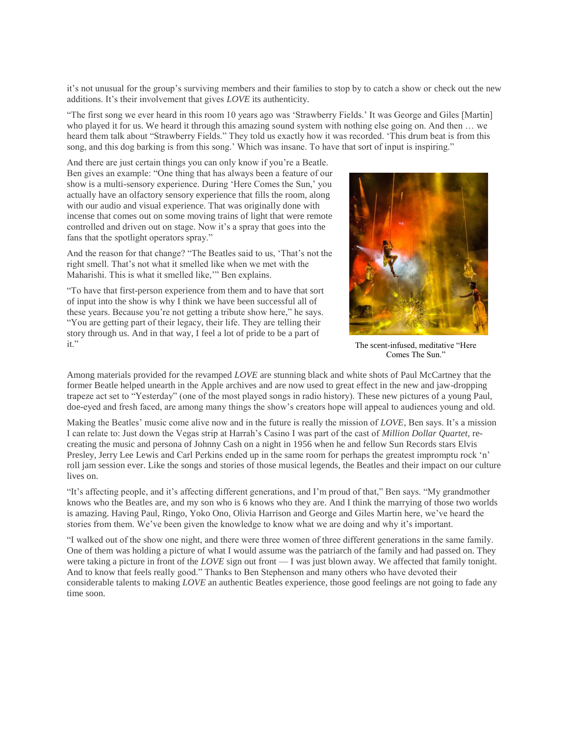it's not unusual for the group's surviving members and their families to stop by to catch a show or check out the new additions. It's their involvement that gives *LOVE* its authenticity.

"The first song we ever heard in this room 10 years ago was 'Strawberry Fields.' It was George and Giles [Martin] who played it for us. We heard it through this amazing sound system with nothing else going on. And then … we heard them talk about "Strawberry Fields." They told us exactly how it was recorded. 'This drum beat is from this song, and this dog barking is from this song.' Which was insane. To have that sort of input is inspiring."

And there are just certain things you can only know if you're a Beatle. Ben gives an example: "One thing that has always been a feature of our show is a multi-sensory experience. During 'Here Comes the Sun,' you actually have an olfactory sensory experience that fills the room, along with our audio and visual experience. That was originally done with incense that comes out on some moving trains of light that were remote controlled and driven out on stage. Now it's a spray that goes into the fans that the spotlight operators spray."

And the reason for that change? "The Beatles said to us, 'That's not the right smell. That's not what it smelled like when we met with the Maharishi. This is what it smelled like,'" Ben explains.

"To have that first-person experience from them and to have that sort of input into the show is why I think we have been successful all of these years. Because you're not getting a tribute show here," he says. "You are getting part of their legacy, their life. They are telling their story through us. And in that way, I feel a lot of pride to be a part of it."

The scent-infused, meditative "Here Comes The Sun."

Among materials provided for the revamped *LOVE* are stunning black and white shots of Paul McCartney that the former Beatle helped unearth in the Apple archives and are now used to great effect in the new and jaw-dropping trapeze act set to "Yesterday" (one of the most played songs in radio history). These new pictures of a young Paul, doe-eyed and fresh faced, are among many things the show's creators hope will appeal to audiences young and old.

Making the Beatles' music come alive now and in the future is really the mission of *LOVE*, Ben says. It's a mission I can relate to: Just down the Vegas strip at Harrah's Casino I was part of the cast of *Million Dollar Quartet*, re-creating the music and persona of Johnny Cash on a night in 1956 when he and fellow Sun Records stars Elvis Presley, Jerry Lee Lewis and Carl Perkins ended up in the same room for perhaps the greatest impromptu rock 'n' roll jam session ever. Like the songs and stories of those musical legends, the Beatles and their impact on our culture lives on.

"It's affecting people, and it's affecting different generations, and I'm proud of that," Ben says. "My grandmother knows who the Beatles are, and my son who is 6 knows who they are. And I think the marrying of those two worlds is amazing. Having Paul, Ringo, Yoko Ono, Olivia Harrison and George and Giles Martin here, we've heard the stories from them. We've been given the knowledge to know what we are doing and why it's important.

"I walked out of the show one night, and there were three women of three different generations in the same family. One of them was holding a picture of what I would assume was the patriarch of the family and had passed on. They were taking a picture in front of the *LOVE* sign out front — I was just blown away. We affected that family tonight. And to know that feels really good." Thanks to Ben Stephenson and many others who have devoted their considerable talents to making *LOVE* an authentic Beatles experience, those good feelings are not going to fade any time soon.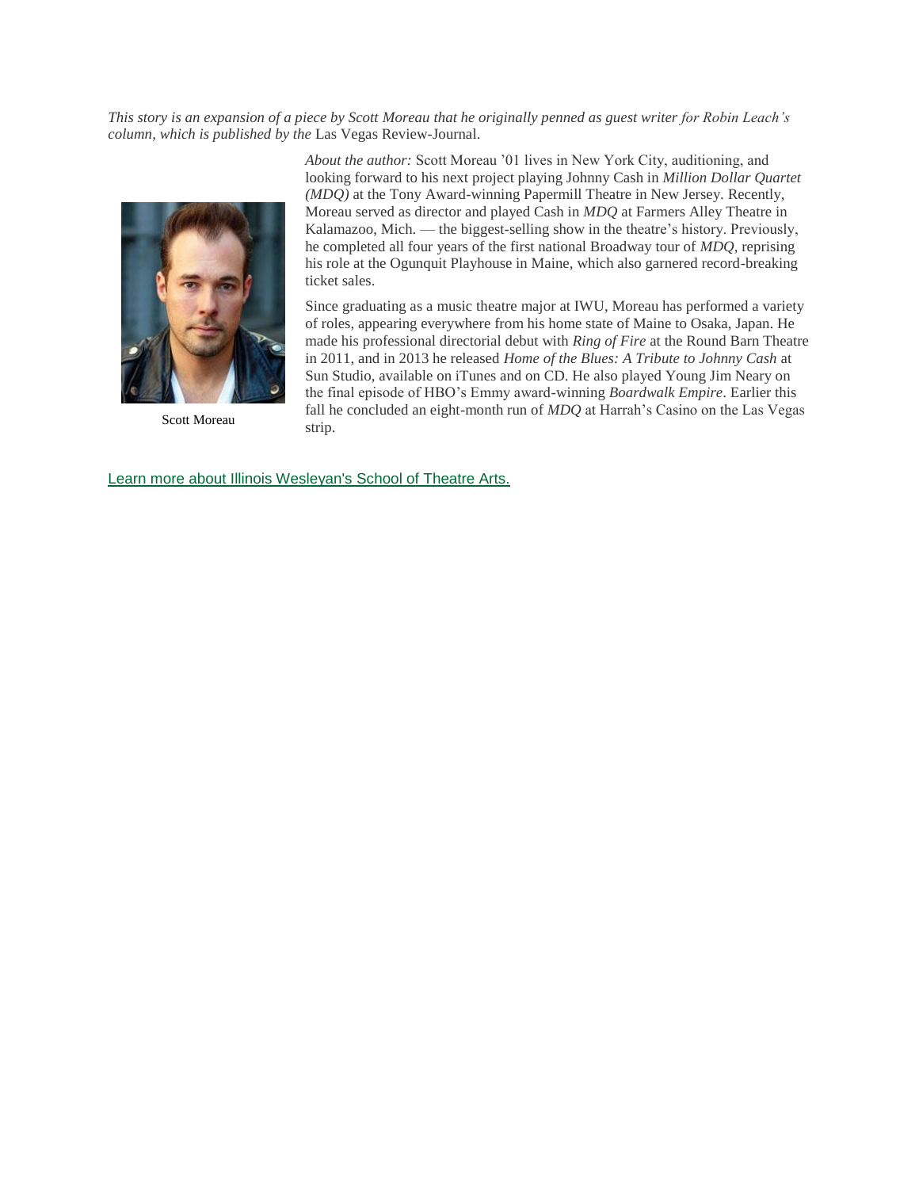*This story is an expansion of a piece by Scott Moreau that he originally penned as guest writer for Robin Leach's column, which is published by the* Las Vegas Review-Journal.

Scott Moreau

*About the author:* Scott Moreau '01 lives in New York City, auditioning, and looking forward to his next project playing Johnny Cash in *Million Dollar Quartet (MDQ)* at the Tony Award-winning Papermill Theatre in New Jersey. Recently, Moreau served as director and played Cash in *MDQ* at Farmers Alley Theatre in Kalamazoo, Mich. — the biggest-selling show in the theatre's history. Previously, he completed all four years of the first national Broadway tour of *MDQ*, reprising his role at the Ogunquit Playhouse in Maine, which also garnered record-breaking ticket sales.

Since graduating as a music theatre major at IWU, Moreau has performed a variety of roles, appearing everywhere from his home state of Maine to Osaka, Japan. He made his professional directorial debut with *Ring of Fire* at the Round Barn Theatre in 2011, and in 2013 he released *Home of the Blues: A Tribute to Johnny Cash* at Sun Studio, available on iTunes and on CD. He also played Young Jim Neary on the final episode of HBO's Emmy award-winning *Boardwalk Empire*. Earlier this fall he concluded an eight-month run of *MDQ* at Harrah's Casino on the Las Vegas strip.

Learn more about Illinois Wesleyan's School of Theatre Arts.